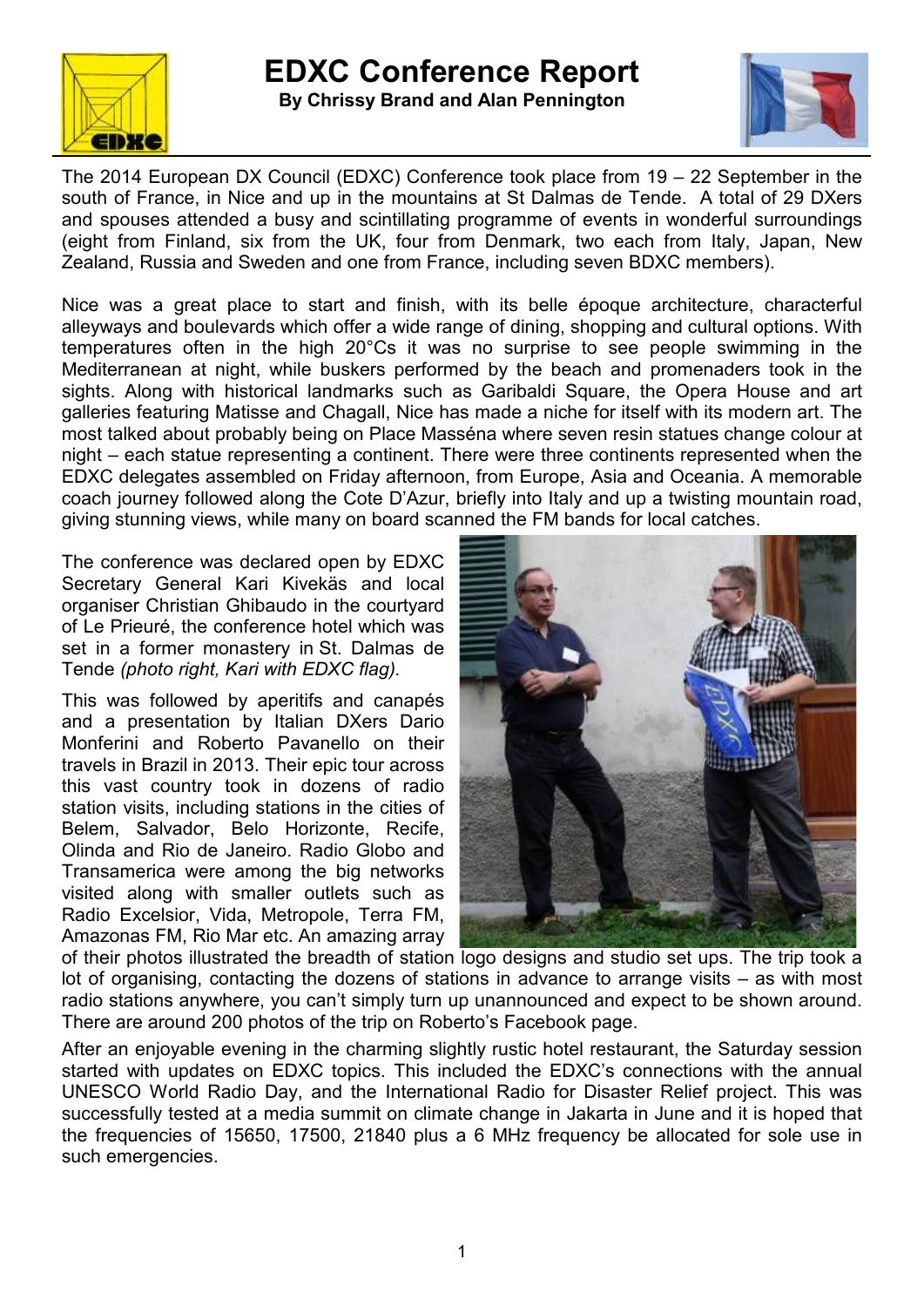# EDXC Conference Report

**By Chrissy Brand and Alan Pennington**

The 2014 European DX Council (EDXC) Conference took place from 19 – 22 September in the south of France, in Nice and up in the mountains at St Dalmas de Tende. A total of 29 DXers and spouses attended a busy and scintillating programme of events in wonderful surroundings (eight from Finland, six from the UK, four from Denmark, two each from Italy, Japan, New Zealand, Russia and Sweden and one from France, including seven BDXC members).

Nice was a great place to start and finish, with its belle époque architecture, characterful alleyways and boulevards which offer a wide range of dining, shopping and cultural options. With temperatures often in the high 20°Cs it was no surprise to see people swimming in the Mediterranean at night, while buskers performed by the beach and promenaders took in the sights. Along with historical landmarks such as Garibaldi Square, the Opera House and art galleries featuring Matisse and Chagall, Nice has made a niche for itself with its modern art. The most talked about probably being on Place Masséna where seven resin statues change colour at night – each statue representing a continent. There were three continents represented when the EDXC delegates assembled on Friday afternoon, from Europe, Asia and Oceania. A memorable coach journey followed along the Cote D'Azur, briefly into Italy and up a twisting mountain road, giving stunning views, while many on board scanned the FM bands for local catches.

The conference was declared open by EDXC Secretary General Kari Kivekäs and local organiser Christian Ghibaudo in the courtyard of Le Prieuré, the conference hotel which was set in a former monastery in St. Dalmas de Tende *(photo right, Kari with EDXC flag).*

This was followed by aperitifs and canapés and a presentation by Italian DXers Dario Monferini and Roberto Pavanello on their travels in Brazil in 2013. Their epic tour across this vast country took in dozens of radio station visits, including stations in the cities of Belem, Salvador, Belo Horizonte, Recife, Olinda and Rio de Janeiro. Radio Globo and Transamerica were among the big networks visited along with smaller outlets such as Radio Excelsior, Vida, Metropole, Terra FM, Amazonas FM, Rio Mar etc. An amazing array of their photos illustrated the breadth of station logo designs and studio set ups. The trip took a lot of organising, contacting the dozens of stations in advance to arrange visits – as with most radio stations anywhere, you can't simply turn up unannounced and expect to be shown around. There are around 200 photos of the trip on Roberto's Facebook page.

After an enjoyable evening in the charming slightly rustic hotel restaurant, the Saturday session started with updates on EDXC topics. This included the EDXC's connections with the annual UNESCO World Radio Day, and the International Radio for Disaster Relief project. This was successfully tested at a media summit on climate change in Jakarta in June and it is hoped that the frequencies of 15650, 17500, 21840 plus a 6 MHz frequency be allocated for sole use in such emergencies.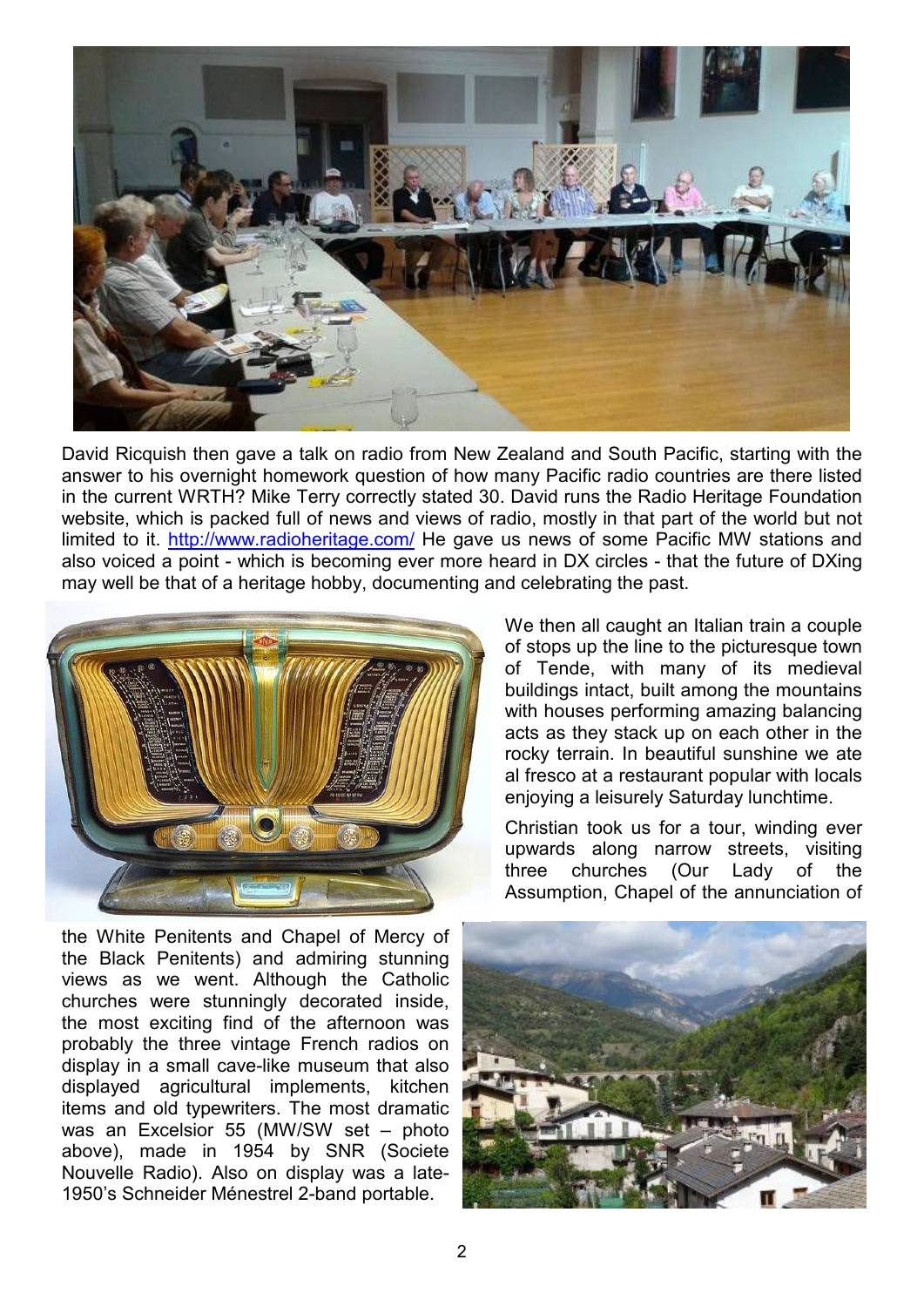David Ricquish then gave a talk on radio from New Zealand and South Pacific, starting with the answer to his overnight homework question of how many Pacific radio countries are there listed in the current WRTH? Mike Terry correctly stated 30. David runs the Radio Heritage Foundation website, which is packed full of news and views of radio, mostly in that part of the world but not limited to it. http://www.radioheritage.com/ He gave us news of some Pacific MW stations and also voiced a point - which is becoming ever more heard in DX circles - that the future of DXing may well be that of a heritage hobby, documenting and celebrating the past.

We then all caught an Italian train a couple of stops up the line to the picturesque town of Tende, with many of its medieval buildings intact, built among the mountains with houses performing amazing balancing acts as they stack up on each other in the rocky terrain. In beautiful sunshine we ate al fresco at a restaurant popular with locals enjoying a leisurely Saturday lunchtime.

Christian took us for a tour, winding ever upwards along narrow streets, visiting three churches (Our Lady of the Assumption, Chapel of the annunciation of the White Penitents and Chapel of Mercy of the Black Penitents) and admiring stunning views as we went. Although the Catholic churches were stunningly decorated inside, the most exciting find of the afternoon was probably the three vintage French radios on display in a small cave-like museum that also displayed agricultural implements, kitchen items and old typewriters. The most dramatic was an Excelsior 55 (MW/SW set – photo above), made in 1954 by SNR (Societe Nouvelle Radio). Also on display was a late-1950's Schneider Ménestrel 2-band portable.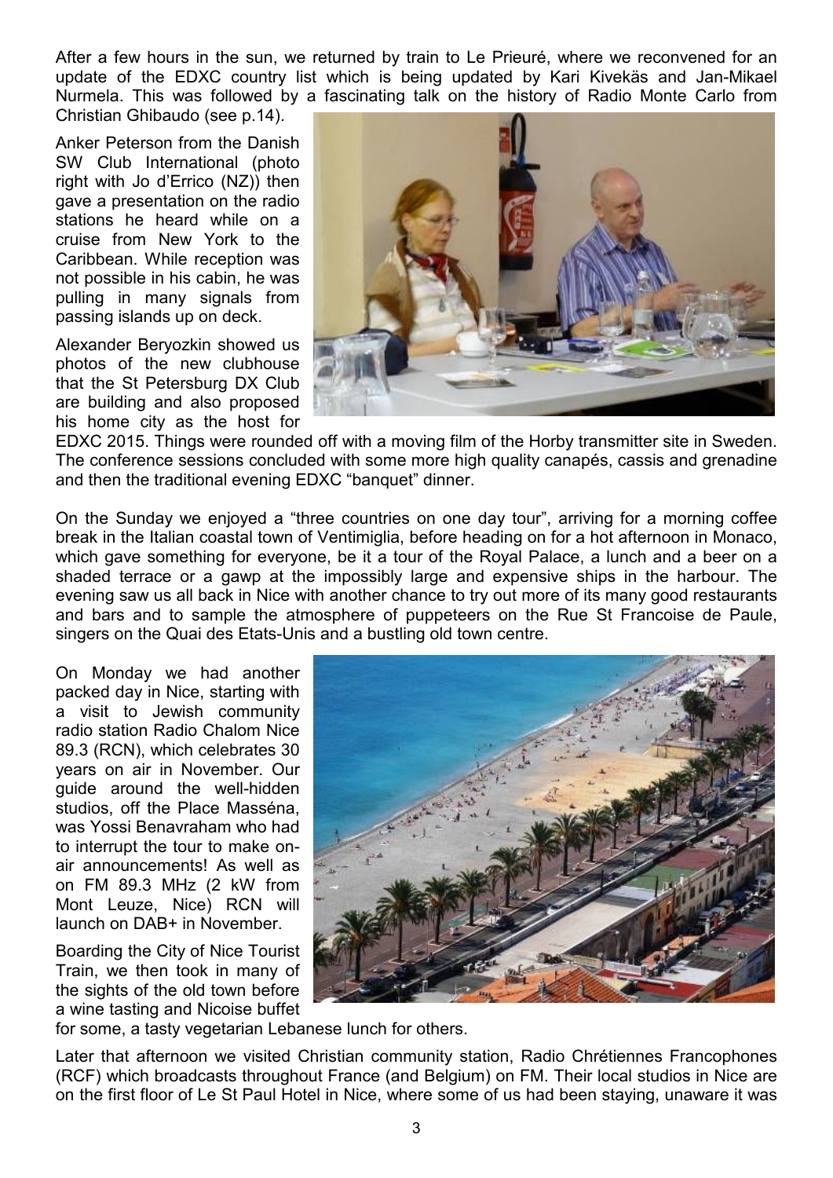After a few hours in the sun, we returned by train to Le Prieuré, where we reconvened for an update of the EDXC country list which is being updated by Kari Kivekäs and Jan-Mikael Nurmela. This was followed by a fascinating talk on the history of Radio Monte Carlo from Christian Ghibaudo (see p.14).

Anker Peterson from the Danish SW Club International (photo right with Jo d'Errico (NZ)) then gave a presentation on the radio stations he heard while on a cruise from New York to the Caribbean. While reception was not possible in his cabin, he was pulling in many signals from passing islands up on deck.

Alexander Beryozkin showed us photos of the new clubhouse that the St Petersburg DX Club are building and also proposed his home city as the host for EDXC 2015. Things were rounded off with a moving film of the Horby transmitter site in Sweden. The conference sessions concluded with some more high quality canapés, cassis and grenadine and then the traditional evening EDXC "banquet" dinner.

On the Sunday we enjoyed a "three countries on one day tour", arriving for a morning coffee break in the Italian coastal town of Ventimiglia, before heading on for a hot afternoon in Monaco, which gave something for everyone, be it a tour of the Royal Palace, a lunch and a beer on a shaded terrace or a gawp at the impossibly large and expensive ships in the harbour. The evening saw us all back in Nice with another chance to try out more of its many good restaurants and bars and to sample the atmosphere of puppeteers on the Rue St Francoise de Paule, singers on the Quai des Etats-Unis and a bustling old town centre.

On Monday we had another packed day in Nice, starting with a visit to Jewish community radio station Radio Chalom Nice 89.3 (RCN), which celebrates 30 years on air in November. Our guide around the well-hidden studios, off the Place Masséna, was Yossi Benavraham who had to interrupt the tour to make on-air announcements! As well as on FM 89.3 MHz (2 kW from Mont Leuze, Nice) RCN will launch on DAB+ in November.

Boarding the City of Nice Tourist Train, we then took in many of the sights of the old town before a wine tasting and Nicoise buffet for some, a tasty vegetarian Lebanese lunch for others.

Later that afternoon we visited Christian community station, Radio Chrétiennes Francophones (RCF) which broadcasts throughout France (and Belgium) on FM. Their local studios in Nice are on the first floor of Le St Paul Hotel in Nice, where some of us had been staying, unaware it was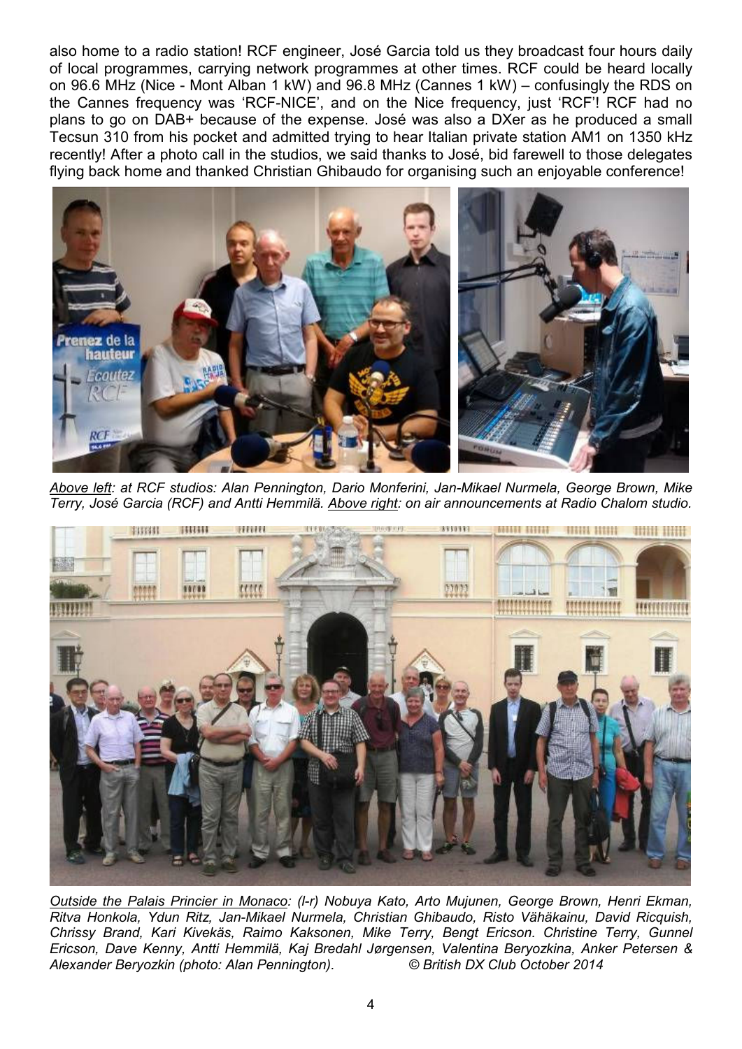also home to a radio station! RCF engineer, José Garcia told us they broadcast four hours daily of local programmes, carrying network programmes at other times. RCF could be heard locally on 96.6 MHz (Nice - Mont Alban 1 kW) and 96.8 MHz (Cannes 1 kW) – confusingly the RDS on the Cannes frequency was 'RCF-NICE', and on the Nice frequency, just 'RCF'! RCF had no plans to go on DAB+ because of the expense. José was also a DXer as he produced a small Tecsun 310 from his pocket and admitted trying to hear Italian private station AM1 on 1350 kHz recently! After a photo call in the studios, we said thanks to José, bid farewell to those delegates flying back home and thanked Christian Ghibaudo for organising such an enjoyable conference!

*Above left: at RCF studios: Alan Pennington, Dario Monferini, Jan-Mikael Nurmela, George Brown, Mike Terry, José Garcia (RCF) and Antti Hemmilä. Above right: on air announcements at Radio Chalom studio.*

*Outside the Palais Princier in Monaco: (l-r) Nobuya Kato, Arto Mujunen, George Brown, Henri Ekman, Ritva Honkola, Ydun Ritz, Jan-Mikael Nurmela, Christian Ghibaudo, Risto Vähäkainu, David Ricquish, Chrissy Brand, Kari Kivekäs, Raimo Kaksonen, Mike Terry, Bengt Ericson. Christine Terry, Gunnel Ericson, Dave Kenny, Antti Hemmilä, Kaj Bredahl Jørgensen, Valentina Beryozkina, Anker Petersen & Alexander Beryozkin (photo: Alan Pennington).* © British DX Club October 2014